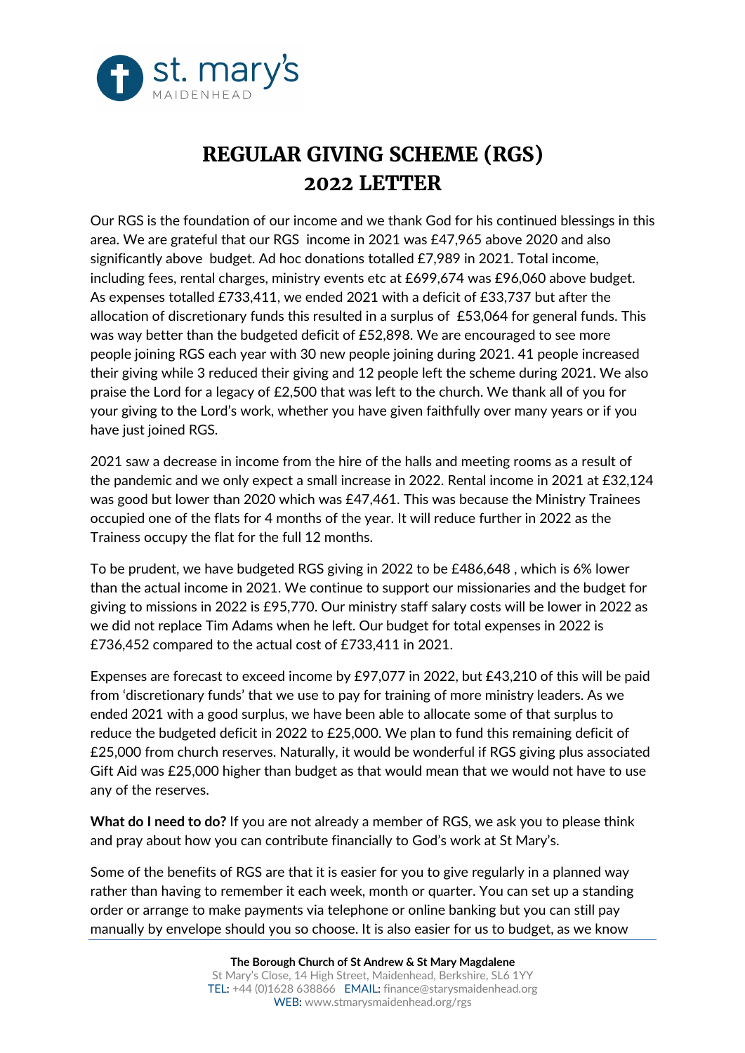# REGULAR GIVING SCHEME (RGS) 2022 LETTER

Our RGS is the foundation of our income and we thank God for his continued blessings in this area. We are grateful that our RGS income in 2021 was £47,965 above 2020 and also significantly above budget. Ad hoc donations totalled £7,989 in 2021. Total income, including fees, rental charges, ministry events etc at £699,674 was £96,060 above budget. As expenses totalled £733,411, we ended 2021 with a deficit of £33,737 but after the allocation of discretionary funds this resulted in a surplus of £53,064 for general funds. This was way better than the budgeted deficit of £52,898. We are encouraged to see more people joining RGS each year with 30 new people joining during 2021. 41 people increased their giving while 3 reduced their giving and 12 people left the scheme during 2021. We also praise the Lord for a legacy of £2,500 that was left to the church. We thank all of you for your giving to the Lord's work, whether you have given faithfully over many years or if you have just joined RGS.

2021 saw a decrease in income from the hire of the halls and meeting rooms as a result of the pandemic and we only expect a small increase in 2022. Rental income in 2021 at £32,124 was good but lower than 2020 which was £47,461. This was because the Ministry Trainees occupied one of the flats for 4 months of the year. It will reduce further in 2022 as the Trainess occupy the flat for the full 12 months.

To be prudent, we have budgeted RGS giving in 2022 to be £486,648 , which is 6% lower than the actual income in 2021. We continue to support our missionaries and the budget for giving to missions in 2022 is £95,770. Our ministry staff salary costs will be lower in 2022 as we did not replace Tim Adams when he left. Our budget for total expenses in 2022 is £736,452 compared to the actual cost of £733,411 in 2021.

Expenses are forecast to exceed income by £97,077 in 2022, but £43,210 of this will be paid from 'discretionary funds' that we use to pay for training of more ministry leaders. As we ended 2021 with a good surplus, we have been able to allocate some of that surplus to reduce the budgeted deficit in 2022 to £25,000. We plan to fund this remaining deficit of £25,000 from church reserves. Naturally, it would be wonderful if RGS giving plus associated Gift Aid was £25,000 higher than budget as that would mean that we would not have to use any of the reserves.

**What do I need to do?** If you are not already a member of RGS, we ask you to please think and pray about how you can contribute financially to God's work at St Mary's.

Some of the benefits of RGS are that it is easier for you to give regularly in a planned way rather than having to remember it each week, month or quarter. You can set up a standing order or arrange to make payments via telephone or online banking but you can still pay manually by envelope should you so choose. It is also easier for us to budget, as we know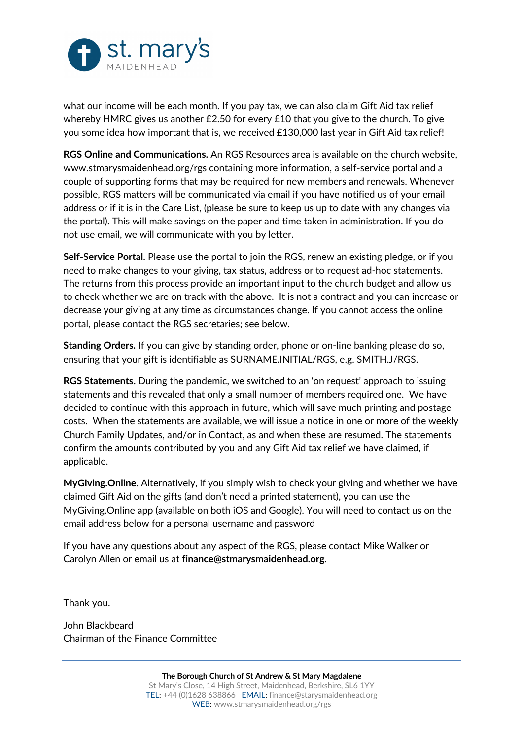what our income will be each month. If you pay tax, we can also claim Gift Aid tax relief whereby HMRC gives us another £2.50 for every £10 that you give to the church. To give you some idea how important that is, we received £130,000 last year in Gift Aid tax relief!

**RGS Online and Communications.** An RGS Resources area is available on the church website, www.stmarysmaidenhead.org/rgs containing more information, a self-service portal and a couple of supporting forms that may be required for new members and renewals. Whenever possible, RGS matters will be communicated via email if you have notified us of your email address or if it is in the Care List, (please be sure to keep us up to date with any changes via the portal). This will make savings on the paper and time taken in administration. If you do not use email, we will communicate with you by letter.

**Self-Service Portal.** Please use the portal to join the RGS, renew an existing pledge, or if you need to make changes to your giving, tax status, address or to request ad-hoc statements. The returns from this process provide an important input to the church budget and allow us to check whether we are on track with the above. It is not a contract and you can increase or decrease your giving at any time as circumstances change. If you cannot access the online portal, please contact the RGS secretaries; see below.

**Standing Orders.** If you can give by standing order, phone or on-line banking please do so, ensuring that your gift is identifiable as SURNAME.INITIAL/RGS, e.g. SMITH.J/RGS.

**RGS Statements.** During the pandemic, we switched to an 'on request' approach to issuing statements and this revealed that only a small number of members required one. We have decided to continue with this approach in future, which will save much printing and postage costs. When the statements are available, we will issue a notice in one or more of the weekly Church Family Updates, and/or in Contact, as and when these are resumed. The statements confirm the amounts contributed by you and any Gift Aid tax relief we have claimed, if applicable.

**MyGiving.Online.** Alternatively, if you simply wish to check your giving and whether we have claimed Gift Aid on the gifts (and don't need a printed statement), you can use the MyGiving.Online app (available on both iOS and Google). You will need to contact us on the email address below for a personal username and password

If you have any questions about any aspect of the RGS, please contact Mike Walker or Carolyn Allen or email us at **finance@stmarysmaidenhead.org**.

Thank you.

John Blackbeard
Chairman of the Finance Committee

**The Borough Church of St Andrew & St Mary Magdalene**
St Mary's Close, 14 High Street, Maidenhead, Berkshire, SL6 1YY
TEL: +44 (0)1628 638866 EMAIL: finance@starysmaidenhead.org
WEB: www.stmarysmaidenhead.org/rgs